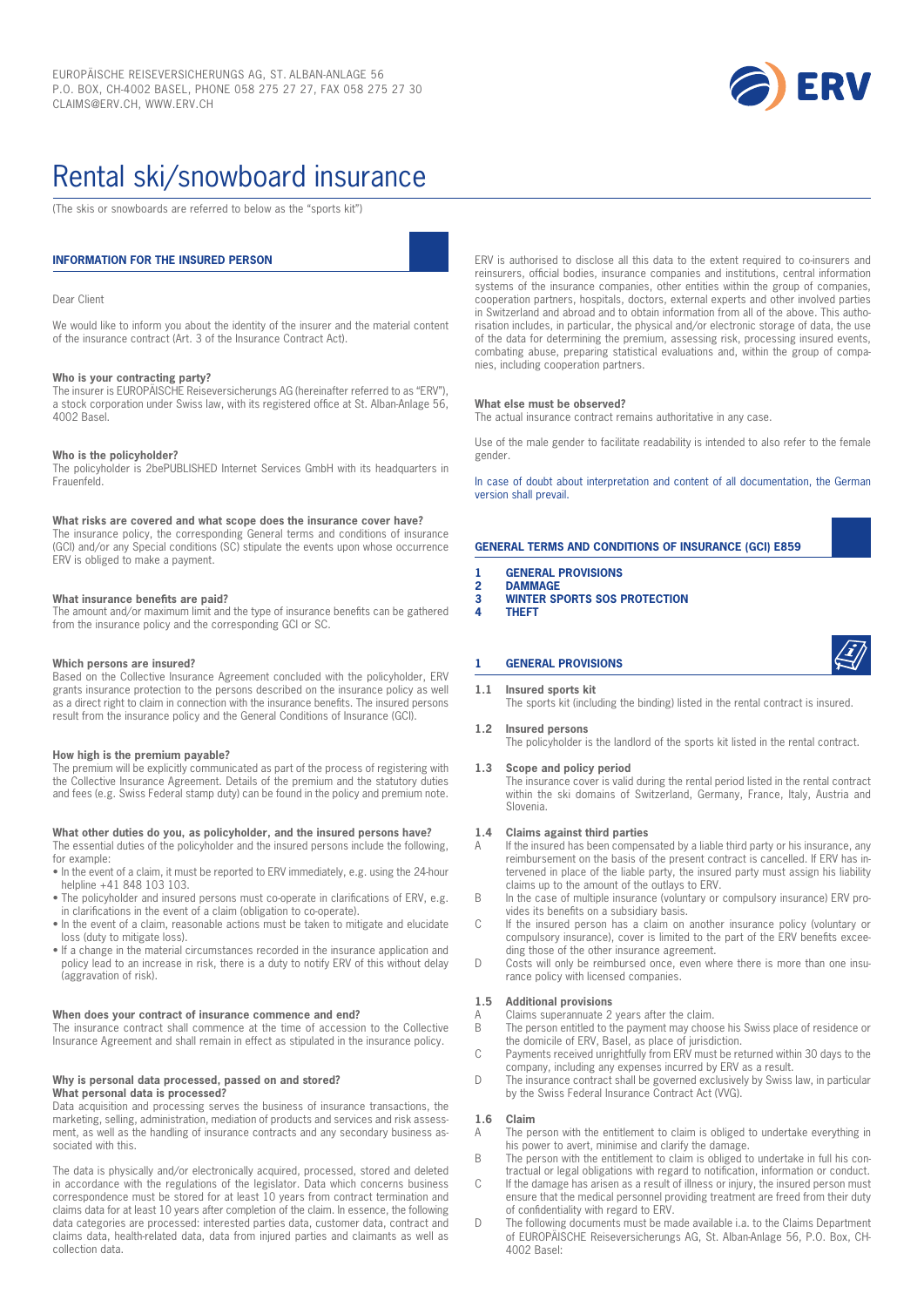EUROPÄISCHE REISEVERSICHERUNGS AG, ST. ALBAN-ANLAGE 56
P.O. BOX, CH-4002 BASEL, PHONE 058 275 27 27, FAX 058 275 27 30
CLAIMS@ERV.CH, WWW.ERV.CH

# Rental ski/snowboard insurance

(The skis or snowboards are referred to below as the "sports kit")

## INFORMATION FOR THE INSURED PERSON

Dear Client

We would like to inform you about the identity of the insurer and the material content of the insurance contract (Art. 3 of the Insurance Contract Act).

**Who is your contracting party?**
The insurer is EUROPÄISCHE Reiseversicherungs AG (hereinafter referred to as "ERV"), a stock corporation under Swiss law, with its registered office at St. Alban-Anlage 56, 4002 Basel.

**Who is the policyholder?**
The policyholder is 2bePUBLISHED Internet Services GmbH with its headquarters in Frauenfeld.

**What risks are covered and what scope does the insurance cover have?**
The insurance policy, the corresponding General terms and conditions of insurance (GCI) and/or any Special conditions (SC) stipulate the events upon whose occurrence ERV is obliged to make a payment.

**What insurance benefits are paid?**
The amount and/or maximum limit and the type of insurance benefits can be gathered from the insurance policy and the corresponding GCI or SC.

**Which persons are insured?**
Based on the Collective Insurance Agreement concluded with the policyholder, ERV grants insurance protection to the persons described on the insurance policy as well as a direct right to claim in connection with the insurance benefits. The insured persons result from the insurance policy and the General Conditions of Insurance (GCI).

**How high is the premium payable?**
The premium will be explicitly communicated as part of the process of registering with the Collective Insurance Agreement. Details of the premium and the statutory duties and fees (e.g. Swiss Federal stamp duty) can be found in the policy and premium note.

**What other duties do you, as policyholder, and the insured persons have?**
The essential duties of the policyholder and the insured persons include the following, for example:

- In the event of a claim, it must be reported to ERV immediately, e.g. using the 24-hour helpline +41 848 103 103.
- The policyholder and insured persons must co-operate in clarifications of ERV, e.g. in clarifications in the event of a claim (obligation to co-operate).
- In the event of a claim, reasonable actions must be taken to mitigate and elucidate loss (duty to mitigate loss).
- If a change in the material circumstances recorded in the insurance application and policy lead to an increase in risk, there is a duty to notify ERV of this without delay (aggravation of risk).

**When does your contract of insurance commence and end?**
The insurance contract shall commence at the time of accession to the Collective Insurance Agreement and shall remain in effect as stipulated in the insurance policy.

**Why is personal data processed, passed on and stored?**
**What personal data is processed?**
Data acquisition and processing serves the business of insurance transactions, the marketing, selling, administration, mediation of products and services and risk assessment, as well as the handling of insurance contracts and any secondary business associated with this.

The data is physically and/or electronically acquired, processed, stored and deleted in accordance with the regulations of the legislator. Data which concerns business correspondence must be stored for at least 10 years from contract termination and claims data for at least 10 years after completion of the claim. In essence, the following data categories are processed: interested parties data, customer data, contract and claims data, health-related data, data from injured parties and claimants as well as collection data.

ERV is authorised to disclose all this data to the extent required to co-insurers and reinsurers, official bodies, insurance companies and institutions, central information systems of the insurance companies, other entities within the group of companies, cooperation partners, hospitals, doctors, external experts and other involved parties in Switzerland and abroad and to obtain information from all of the above. This authorisation includes, in particular, the physical and/or electronic storage of data, the use of the data for determining the premium, assessing risk, processing insured events, combating abuse, preparing statistical evaluations and, within the group of companies, including cooperation partners.

**What else must be observed?**
The actual insurance contract remains authoritative in any case.

Use of the male gender to facilitate readability is intended to also refer to the female gender.

In case of doubt about interpretation and content of all documentation, the German version shall prevail.

## GENERAL TERMS AND CONDITIONS OF INSURANCE (GCI) E859

**1 GENERAL PROVISIONS**
**2 DAMMAGE**
**3 WINTER SPORTS SOS PROTECTION**
**4 THEFT**

## 1 GENERAL PROVISIONS

**1.1 Insured sports kit**
The sports kit (including the binding) listed in the rental contract is insured.

**1.2 Insured persons**
The policyholder is the landlord of the sports kit listed in the rental contract.

**1.3 Scope and policy period**
The insurance cover is valid during the rental period listed in the rental contract within the ski domains of Switzerland, Germany, France, Italy, Austria and Slovenia.

**1.4 Claims against third parties**

A If the insured has been compensated by a liable third party or his insurance, any reimbursement on the basis of the present contract is cancelled. If ERV has intervened in place of the liable party, the insured party must assign his liability claims up to the amount of the claims to ERV.

B In the case of multiple insurance (voluntary or compulsory insurance) ERV provides its benefits on a subsidiary basis.

C If the insured person has a claim on another insurance policy (voluntary or compulsory insurance), cover is limited to the part of the ERV benefits exceeding those of the other insurance agreement.

D Costs will only be reimbursed once, even where there is more than one insurance policy with licensed companies.

**1.5 Additional provisions**

A Claims superannuate 2 years after the claim.

B The person entitled to the payment may choose his Swiss place of residence or the domicile of ERV, Basel, as place of jurisdiction.

C Payments received unrightfully from ERV must be returned within 30 days to the company, including any expenses incurred by ERV as a result.

D The insurance contract shall be governed exclusively by Swiss law, in particular by the Swiss Federal Insurance Contract Act (VVG).

**1.6 Claim**

A The person with the entitlement to claim is obliged to undertake everything in his power to avert, minimise and clarify the damage.

B The person with the entitlement to claim is obliged to undertake in full his contractual or legal obligations with regard to notification, information or conduct.

C If the damage has arisen as a result of illness or injury, the insured person must ensure that the medical personnel providing treatment are freed from their duty of confidentiality with regard to ERV.

D The following documents must be made available i.a. to the Claims Department of EUROPÄISCHE Reiseversicherungs AG, St. Alban-Anlage 56, P.O. Box, CH-4002 Basel: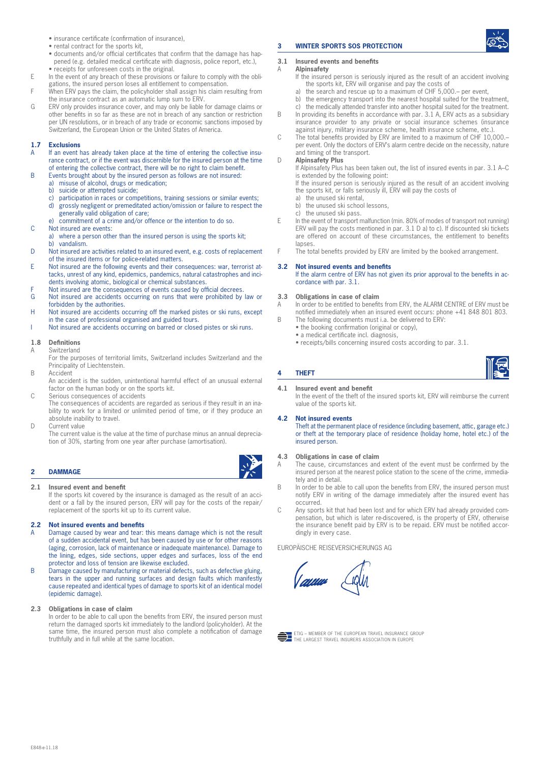- insurance certificate (confirmation of insurance),
- rental contract for the sports kit,
- documents and/or official certificates that confirm that the damage has happened (e.g. detailed medical certificate with diagnosis, police report, etc.),
- receipts for unforeseen costs in the original.

E In the event of any breach of these provisions or failure to comply with the obligations, the insured person loses all entitlement to compensation.

F When ERV pays the claim, the policyholder shall assign his claim resulting from the insurance contract as an automatic lump sum to ERV.

G ERV only provides insurance cover, and may only be liable for damage claims or other benefits in so far as these are not in breach of any sanction or restriction per UN resolutions, or in breach of any trade or economic sanctions imposed by Switzerland, the European Union or the United States of America.

### 1.7 Exclusions

A If an event has already taken place at the time of entering the collective insurance contract, or if the event was discernible for the insured person at the time of entering the collective contract, there will be no right to claim benefit.

B Events brought about by the insured person as follows are not insured:
- a) misuse of alcohol, drugs or medication;
- b) suicide or attempted suicide;
- c) participation in races or competitions, training sessions or similar events;
- d) grossly negligent or premeditated action/omission or failure to respect the generally valid obligation of care;
- e) commitment of a crime and/or offence or the intention to do so.

C Not insured are events:
- a) where a person other than the insured person is using the sports kit;
- b) vandalism.

D Not insured are activities related to an insured event, e.g. costs of replacement of the insured items or for police-related matters.

E Not insured are the following events and their consequences: war, terrorist attacks, unrest of any kind, epidemics, pandemics, natural catastrophes and incidents involving atomic, biological or chemical substances.

F Not insured are the consequences of events caused by official decrees.

G Not insured are accidents occurring on runs that were prohibited by law or forbidden by the authorities.

H Not insured are accidents occurring off the marked pistes or ski runs, except in the case of professional organised and guided tours.

I Not insured are accidents occurring on barred or closed pistes or ski runs.

### 1.8 Definitions

A Switzerland
For the purposes of territorial limits, Switzerland includes Switzerland and the Principality of Liechtenstein.

B Accident
An accident is the sudden, unintentional harmful effect of an unusual external factor on the human body or on the sports kit.

C Serious consequences of accidents
The consequences of accidents are regarded as serious if they result in an inability to work for a limited or unlimited period of time, or if they produce an absolute inability to travel.

D Current value
The current value is the value at the time of purchase minus an annual depreciation of 30%, starting from one year after purchase (amortisation).

## 2 DAMMAGE

### 2.1 Insured event and benefit

If the sports kit covered by the insurance is damaged as the result of an accident or a fall by the insured person, ERV will pay for the costs of the repair/replacement of the sports kit up to its current value.

### 2.2 Not insured events and benefits

A Damage caused by wear and tear: this means damage which is not the result of a sudden accidental event, but has been caused by use or for other reasons (aging, corrosion, lack of maintenance or inadequate maintenance). Damage to the lining, edges, side sections, upper edges and surfaces, loss of the end protector and loss of tension are likewise excluded.

B Damage caused by manufacturing or material defects, such as defective gluing, tears in the upper and running surfaces and design faults which manifestly cause repeated and identical types of damage to sports kit of an identical model (epidemic damage).

### 2.3 Obligations in case of claim

In order to be able to call upon the benefits from ERV, the insured person must return the damaged sports kit immediately to the landlord (policyholder). At the same time, the insured person must also complete a notification of damage truthfully and in full while at the same location.

## 3 WINTER SPORTS SOS PROTECTION

### 3.1 Insured events and benefits

A **Alpinsafety**
If the insured person is seriously injured as the result of an accident involving the sports kit, ERV will organise and pay the costs of
- a) the search and rescue up to a maximum of CHF 5,000.– per event,
- b) the emergency transport into the nearest hospital suited for the treatment,
- c) the medically attended transfer into another hospital suited for the treatment.

B In providing its benefits in accordance with par. 3.1 A, ERV acts as a subsidiary insurance provider to any private or social insurance schemes (insurance against injury, military insurance scheme, health insurance scheme, etc.).

C The total benefits provided by ERV are limited to a maximum of CHF 10,000.– per event. Only the doctors of ERV's alarm centre decide on the necessity, nature and timing of the transport.

D **Alpinsafety Plus**
If Alpinsafety Plus has been taken out, the list of insured events in par. 3.1 A–C is extended by the following point:
If the insured person is seriously injured as the result of an accident involving the sports kit, or falls seriously ill, ERV will pay the costs of
- a) the unused ski rental,
- b) the unused ski school lessons,
- c) the unused ski pass.

E In the event of transport malfunction (min. 80% of modes of transport not running) ERV will pay the costs mentioned in par. 3.1 D a) to c). If discounted ski tickets are offered on account of these circumstances, the entitlement to benefits lapses.

F The total benefits provided by ERV are limited by the booked arrangement.

### 3.2 Not insured events and benefits

If the alarm centre of ERV has not given its prior approval to the benefits in accordance with par. 3.1.

### 3.3 Obligations in case of claim

A In order to be entitled to benefits from ERV, the ALARM CENTRE of ERV must be notified immediately when an insured event occurs: phone +41 848 801 803.

B The following documents must i.a. be delivered to ERV:
- the booking confirmation (original or copy),
- a medical certificate incl. diagnosis,
- receipts/bills concerning insured costs according to par. 3.1.

## 4 THEFT

### 4.1 Insured event and benefit

In the event of the theft of the insured sports kit, ERV will reimburse the current value of the sports kit.

### 4.2 Not insured events

Theft at the permanent place of residence (including basement, attic, garage etc.) or theft at the temporary place of residence (holiday home, hotel etc.) of the insured person.

### 4.3 Obligations in case of claim

A The cause, circumstances and extent of the event must be confirmed by the insured person at the nearest police station to the scene of the crime, immediately and in detail.

B In order to be able to call upon the benefits from ERV, the insured person must notify ERV in writing of the damage immediately after the insured event has occurred.

C Any sports kit that had been lost and for which ERV had already provided compensation, but which is later re-discovered, is the property of ERV, otherwise the insurance benefit paid by ERV is to be repaid. ERV must be notified accordingly in every case.

EUROPÄISCHE REISEVERSICHERUNGS AG

ETIG – MEMBER OF THE EUROPEAN TRAVEL INSURANCE GROUP
THE LARGEST TRAVEL INSURERS ASSOCIATION IN EUROPE

E848-e-11.18